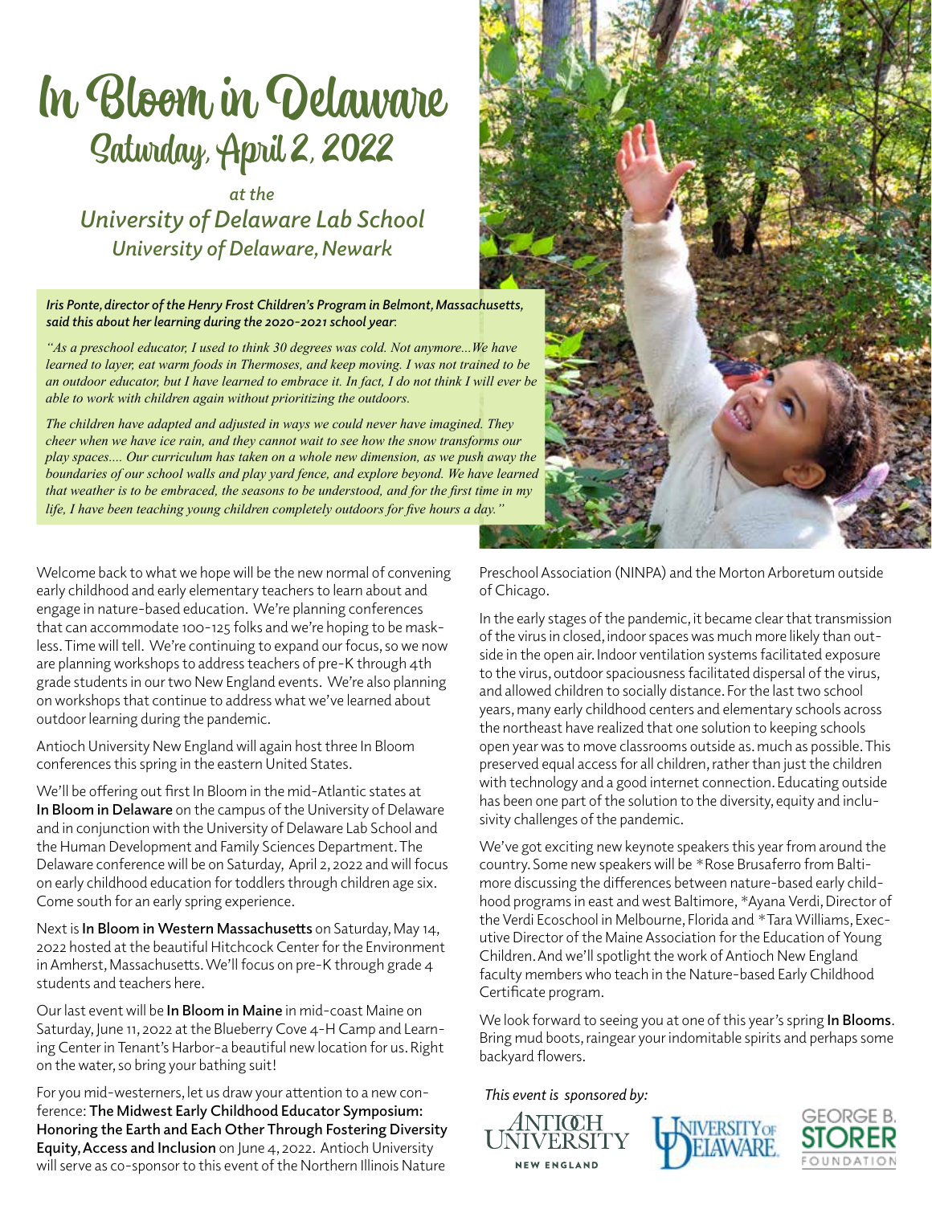# In Bloom in Delaware

## Saturday, April 2, 2022

*at the*
*University of Delaware Lab School*
*University of Delaware, Newark*

***Iris Ponte, director of the Henry Frost Children's Program in Belmont, Massachusetts, said this about her learning during the 2020-2021 school year:***

*"As a preschool educator, I used to think 30 degrees was cold. Not anymore...We have learned to layer, eat warm foods in Thermoses, and keep moving. I was not trained to be an outdoor educator, but I have learned to embrace it. In fact, I do not think I will ever be able to work with children again without prioritizing the outdoors.*

*The children have adapted and adjusted in ways we could never have imagined. They cheer when we have ice rain, and they cannot wait to see how the snow transforms our play spaces.... Our curriculum has taken on a whole new dimension, as we push away the boundaries of our school walls and play yard fence, and explore beyond. We have learned that weather is to be embraced, the seasons to be understood, and for the first time in my life, I have been teaching young children completely outdoors for five hours a day."*

Welcome back to what we hope will be the new normal of convening early childhood and early elementary teachers to learn about and engage in nature-based education. We're planning conferences that can accommodate 100-125 folks and we're hoping to be mask-less. Time will tell. We're continuing to expand our focus, so we now are planning workshops to address teachers of pre-K through 4th grade students in our two New England events. We're also planning on workshops that continue to address what we've learned about outdoor learning during the pandemic.

Antioch University New England will again host three In Bloom conferences this spring in the eastern United States.

We'll be offering out first In Bloom in the mid-Atlantic states at **In Bloom in Delaware** on the campus of the University of Delaware and in conjunction with the University of Delaware Lab School and the Human Development and Family Sciences Department. The Delaware conference will be on Saturday, April 2, 2022 and will focus on early childhood education for toddlers through children age six. Come south for an early spring experience.

Next is **In Bloom in Western Massachusetts** on Saturday, May 14, 2022 hosted at the beautiful Hitchcock Center for the Environment in Amherst, Massachusetts. We'll focus on pre-K through grade 4 students and teachers here.

Our last event will be **In Bloom in Maine** in mid-coast Maine on Saturday, June 11, 2022 at the Blueberry Cove 4-H Camp and Learning Center in Tenant's Harbor-a beautiful new location for us. Right on the water, so bring your bathing suit!

For you mid-westerners, let us draw your attention to a new conference: **The Midwest Early Childhood Educator Symposium: Honoring the Earth and Each Other Through Fostering Diversity Equity, Access and Inclusion** on June 4, 2022. Antioch University will serve as co-sponsor to this event of the Northern Illinois Nature Preschool Association (NINPA) and the Morton Arboretum outside of Chicago.

In the early stages of the pandemic, it became clear that transmission of the virus in closed, indoor spaces was much more likely than outside in the open air. Indoor ventilation systems facilitated exposure to the virus, outdoor spaciousness facilitated dispersal of the virus, and allowed children to socially distance. For the last two school years, many early childhood centers and elementary schools across the northeast have realized that one solution to keeping schools open year was to move classrooms outside as. much as possible. This preserved equal access for all children, rather than just the children with technology and a good internet connection. Educating outside has been one part of the solution to the diversity, equity and inclusivity challenges of the pandemic.

We've got exciting new keynote speakers this year from around the country. Some new speakers will be *Rose Brusaferro from Baltimore discussing the differences between nature-based early childhood programs in east and west Baltimore, *Ayana Verdi, Director of the Verdi Ecoschool in Melbourne, Florida and *Tara Williams, Executive Director of the Maine Association for the Education of Young Children. And we'll spotlight the work of Antioch New England faculty members who teach in the Nature-based Early Childhood Certificate program.

We look forward to seeing you at one of this year's spring **In Blooms**. Bring mud boots, raingear your indomitable spirits and perhaps some backyard flowers.

*This event is sponsored by:*

Antioch University New England | University of Delaware | George B. Storer Foundation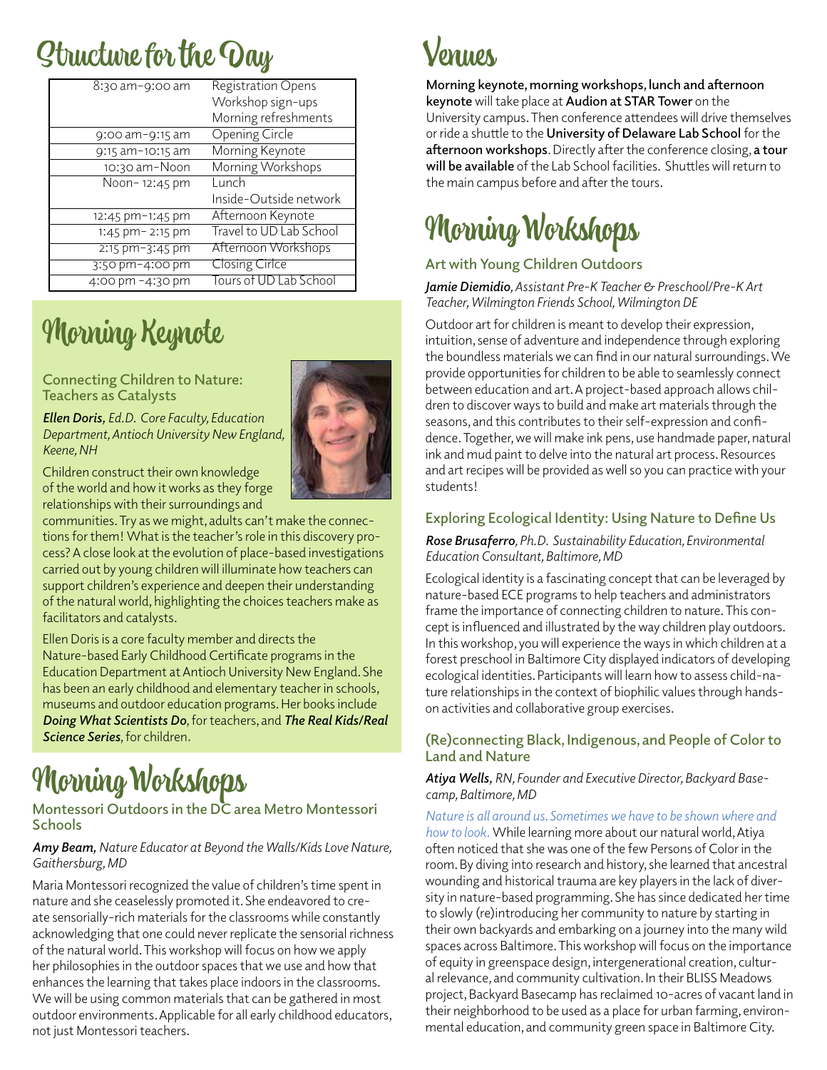# Structure for the Day

| | |
|---|---|
| 8:30 am–9:00 am | Registration Opens<br>Workshop sign-ups<br>Morning refreshments |
| 9:00 am–9:15 am | Opening Circle |
| 9:15 am–10:15 am | Morning Keynote |
| 10:30 am–Noon | Morning Workshops |
| Noon– 12:45 pm | Lunch<br>Inside-Outside network |
| 12:45 pm–1:45 pm | Afternoon Keynote |
| 1:45 pm– 2:15 pm | Travel to UD Lab School |
| 2:15 pm–3:45 pm | Afternoon Workshops |
| 3:50 pm–4:00 pm | Closing Cirlce |
| 4:00 pm –4:30 pm | Tours of UD Lab School |

# Morning Keynote

### Connecting Children to Nature: Teachers as Catalysts

***Ellen Doris,*** *Ed.D. Core Faculty, Education Department, Antioch University New England, Keene, NH*

Children construct their own knowledge of the world and how it works as they forge relationships with their surroundings and communities. Try as we might, adults can't make the connections for them! What is the teacher's role in this discovery process? A close look at the evolution of place-based investigations carried out by young children will illuminate how teachers can support children's experience and deepen their understanding of the natural world, highlighting the choices teachers make as facilitators and catalysts.

Ellen Doris is a core faculty member and directs the Nature-based Early Childhood Certificate programs in the Education Department at Antioch University New England. She has been an early childhood and elementary teacher in schools, museums and outdoor education programs. Her books include ***Doing What Scientists Do***, for teachers, and ***The Real Kids/Real Science Series***, for children.

# Morning Workshops

### Montessori Outdoors in the DC area Metro Montessori Schools

***Amy Beam,*** *Nature Educator at Beyond the Walls/Kids Love Nature, Gaithersburg, MD*

Maria Montessori recognized the value of children's time spent in nature and she ceaselessly promoted it. She endeavored to create sensorially-rich materials for the classrooms while constantly acknowledging that one could never replicate the sensorial richness of the natural world. This workshop will focus on how we apply her philosophies in the outdoor spaces that we use and how that enhances the learning that takes place indoors in the classrooms. We will be using common materials that can be gathered in most outdoor environments. Applicable for all early childhood educators, not just Montessori teachers.

# Venues

**Morning keynote, morning workshops, lunch and afternoon keynote** will take place at **Audion at STAR Tower** on the University campus. Then conference attendees will drive themselves or ride a shuttle to the **University of Delaware Lab School** for the **afternoon workshops**. Directly after the conference closing, **a tour will be available** of the Lab School facilities. Shuttles will return to the main campus before and after the tours.

# Morning Workshops

### Art with Young Children Outdoors

***Jamie Diemidio,*** *Assistant Pre-K Teacher & Preschool/Pre-K Art Teacher, Wilmington Friends School, Wilmington DE*

Outdoor art for children is meant to develop their expression, intuition, sense of adventure and independence through exploring the boundless materials we can find in our natural surroundings. We provide opportunities for children to be able to seamlessly connect between education and art. A project-based approach allows children to discover ways to build and make art materials through the seasons, and this contributes to their self-expression and confidence. Together, we will make ink pens, use handmade paper, natural ink and mud paint to delve into the natural art process. Resources and art recipes will be provided as well so you can practice with your students!

### Exploring Ecological Identity: Using Nature to Define Us

***Rose Brusaferro,*** *Ph.D. Sustainability Education, Environmental Education Consultant, Baltimore, MD*

Ecological identity is a fascinating concept that can be leveraged by nature-based ECE programs to help teachers and administrators frame the importance of connecting children to nature. This concept is influenced and illustrated by the way children play outdoors. In this workshop, you will experience the ways in which children at a forest preschool in Baltimore City displayed indicators of developing ecological identities. Participants will learn how to assess child-nature relationships in the context of biophilic values through hands-on activities and collaborative group exercises.

### (Re)connecting Black, Indigenous, and People of Color to Land and Nature

***Atiya Wells,*** *RN, Founder and Executive Director, Backyard Basecamp, Baltimore, MD*

*Nature is all around us. Sometimes we have to be shown where and how to look.* While learning more about our natural world, Atiya often noticed that she was one of the few Persons of Color in the room. By diving into research and history, she learned that ancestral wounding and historical trauma are key players in the lack of diversity in nature-based programming. She has since dedicated her time to slowly (re)introducing her community to nature by starting in their own backyards and embarking on a journey into the many wild spaces across Baltimore. This workshop will focus on the importance of equity in greenspace design, intergenerational creation, cultural relevance, and community cultivation. In their BLISS Meadows project, Backyard Basecamp has reclaimed 10-acres of vacant land in their neighborhood to be used as a place for urban farming, environmental education, and community green space in Baltimore City.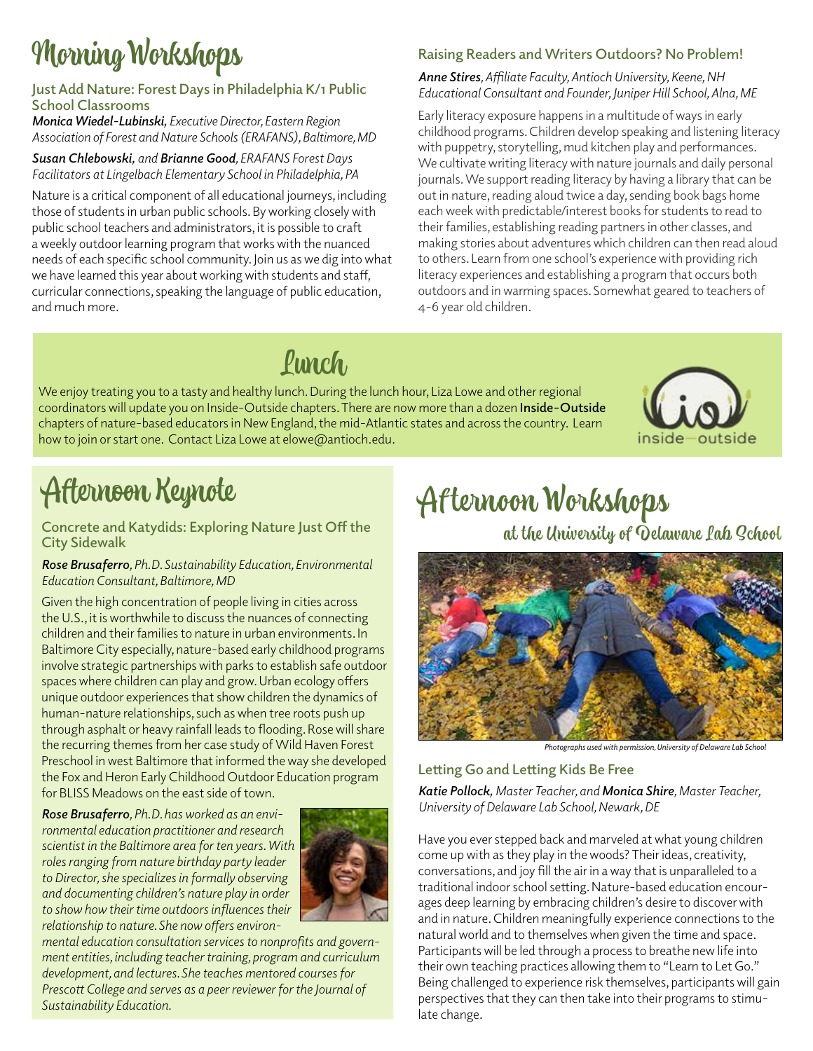# Morning Workshops

## Just Add Nature: Forest Days in Philadelphia K/1 Public School Classrooms

***Monica Wiedel-Lubinski,*** *Executive Director, Eastern Region Association of Forest and Nature Schools (ERAFANS), Baltimore, MD*

***Susan Chlebowski,*** *and* ***Brianne Good****, ERAFANS Forest Days Facilitators at Lingelbach Elementary School in Philadelphia, PA*

Nature is a critical component of all educational journeys, including those of students in urban public schools. By working closely with public school teachers and administrators, it is possible to craft a weekly outdoor learning program that works with the nuanced needs of each specific school community. Join us as we dig into what we have learned this year about working with students and staff, curricular connections, speaking the language of public education, and much more.

## Raising Readers and Writers Outdoors? No Problem!

***Anne Stires****, Affiliate Faculty, Antioch University, Keene, NH Educational Consultant and Founder, Juniper Hill School, Alna, ME*

Early literacy exposure happens in a multitude of ways in early childhood programs. Children develop speaking and listening literacy with puppetry, storytelling, mud kitchen play and performances. We cultivate writing literacy with nature journals and daily personal journals. We support reading literacy by having a library that can be out in nature, reading aloud twice a day, sending book bags home each week with predictable/interest books for students to read to their families, establishing reading partners in other classes, and making stories about adventures which children can then read aloud to others. Learn from one school's experience with providing rich literacy experiences and establishing a program that occurs both outdoors and in warming spaces. Somewhat geared to teachers of 4-6 year old children.

# Lunch

We enjoy treating you to a tasty and healthy lunch. During the lunch hour, Liza Lowe and other regional coordinators will update you on Inside-Outside chapters. There are now more than a dozen **Inside-Outside** chapters of nature-based educators in New England, the mid-Atlantic states and across the country. Learn how to join or start one. Contact Liza Lowe at elowe@antioch.edu.

inside—outside

# Afternoon Keynote

## Concrete and Katydids: Exploring Nature Just Off the City Sidewalk

***Rose Brusaferro****, Ph.D. Sustainability Education, Environmental Education Consultant, Baltimore, MD*

Given the high concentration of people living in cities across the U.S., it is worthwhile to discuss the nuances of connecting children and their families to nature in urban environments. In Baltimore City especially, nature-based early childhood programs involve strategic partnerships with parks to establish safe outdoor spaces where children can play and grow. Urban ecology offers unique outdoor experiences that show children the dynamics of human-nature relationships, such as when tree roots push up through asphalt or heavy rainfall leads to flooding. Rose will share the recurring themes from her case study of Wild Haven Forest Preschool in west Baltimore that informed the way she developed the Fox and Heron Early Childhood Outdoor Education program for BLISS Meadows on the east side of town.

***Rose Brusaferro****, Ph.D. has worked as an environmental education practitioner and research scientist in the Baltimore area for ten years. With roles ranging from nature birthday party leader to Director, she specializes in formally observing and documenting children's nature play in order to show how their time outdoors influences their relationship to nature. She now offers environmental education consultation services to nonprofits and government entities, including teacher training, program and curriculum development, and lectures. She teaches mentored courses for Prescott College and serves as a peer reviewer for the Journal of Sustainability Education.*

# Afternoon Workshops

### at the University of Delaware Lab School

*Photographs used with permission, University of Delaware Lab School*

## Letting Go and Letting Kids Be Free

***Katie Pollock,*** *Master Teacher, and* ***Monica Shire****, Master Teacher, University of Delaware Lab School, Newark, DE*

Have you ever stepped back and marveled at what young children come up with as they play in the woods? Their ideas, creativity, conversations, and joy fill the air in a way that is unparalleled to a traditional indoor school setting. Nature-based education encourages deep learning by embracing children's desire to discover with and in nature. Children meaningfully experience connections to the natural world and to themselves when given the time and space. Participants will be led through a process to breathe new life into their own teaching practices allowing them to "Learn to Let Go." Being challenged to experience risk themselves, participants will gain perspectives that they can then take into their programs to stimulate change.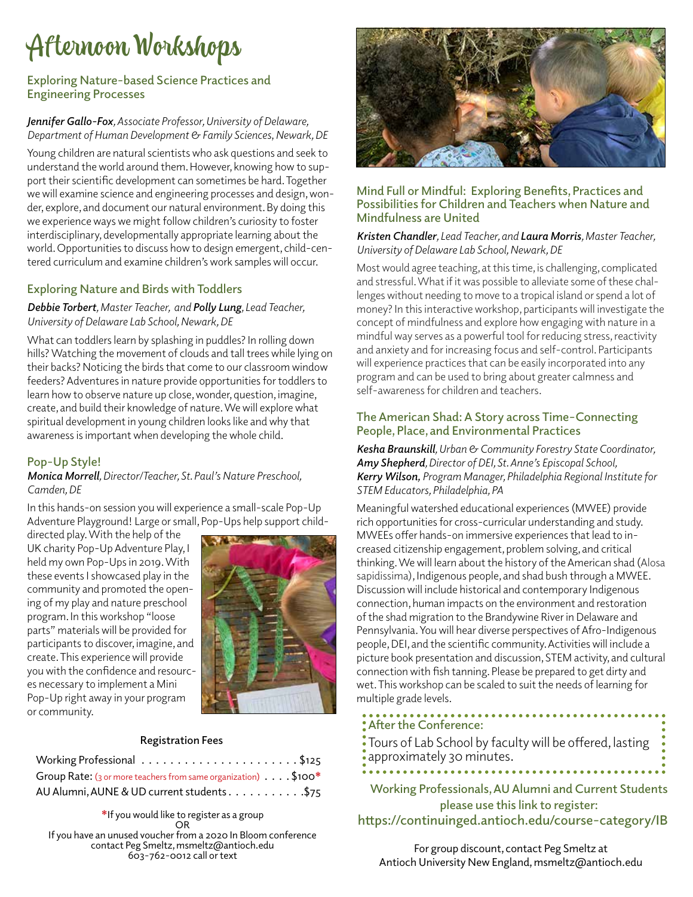# Afternoon Workshops

## Exploring Nature-based Science Practices and Engineering Processes

***Jennifer Gallo-Fox**, Associate Professor, University of Delaware, Department of Human Development & Family Sciences, Newark, DE*

Young children are natural scientists who ask questions and seek to understand the world around them. However, knowing how to support their scientific development can sometimes be hard. Together we will examine science and engineering processes and design, wonder, explore, and document our natural environment. By doing this we experience ways we might follow children's curiosity to foster interdisciplinary, developmentally appropriate learning about the world. Opportunities to discuss how to design emergent, child-centered curriculum and examine children's work samples will occur.

## Exploring Nature and Birds with Toddlers

***Debbie Torbert**, Master Teacher, and **Polly Lung**, Lead Teacher, University of Delaware Lab School, Newark, DE*

What can toddlers learn by splashing in puddles? In rolling down hills? Watching the movement of clouds and tall trees while lying on their backs? Noticing the birds that come to our classroom window feeders? Adventures in nature provide opportunities for toddlers to learn how to observe nature up close, wonder, question, imagine, create, and build their knowledge of nature. We will explore what spiritual development in young children looks like and why that awareness is important when developing the whole child.

## Pop-Up Style!

***Monica Morrell**, Director/Teacher, St. Paul's Nature Preschool, Camden, DE*

In this hands-on session you will experience a small-scale Pop-Up Adventure Playground! Large or small, Pop-Ups help support child-directed play. With the help of the UK charity Pop-Up Adventure Play, I held my own Pop-Ups in 2019. With these events I showcased play in the community and promoted the opening of my play and nature preschool program. In this workshop "loose parts" materials will be provided for participants to discover, imagine, and create. This experience will provide you with the confidence and resources necessary to implement a Mini Pop-Up right away in your program or community.

## Mind Full or Mindful: Exploring Benefits, Practices and Possibilities for Children and Teachers when Nature and Mindfulness are United

***Kristen Chandler**, Lead Teacher, and **Laura Morris**, Master Teacher, University of Delaware Lab School, Newark, DE*

Most would agree teaching, at this time, is challenging, complicated and stressful. What if it was possible to alleviate some of these challenges without needing to move to a tropical island or spend a lot of money? In this interactive workshop, participants will investigate the concept of mindfulness and explore how engaging with nature in a mindful way serves as a powerful tool for reducing stress, reactivity and anxiety and for increasing focus and self-control. Participants will experience practices that can be easily incorporated into any program and can be used to bring about greater calmness and self-awareness for children and teachers.

## The American Shad: A Story across Time-Connecting People, Place, and Environmental Practices

***Kesha Braunskill**, Urban & Community Forestry State Coordinator,*
***Amy Shepherd**, Director of DEI, St. Anne's Episcopal School,*
***Kerry Wilson,** Program Manager, Philadelphia Regional Institute for STEM Educators, Philadelphia, PA*

Meaningful watershed educational experiences (MWEE) provide rich opportunities for cross-curricular understanding and study. MWEEs offer hands-on immersive experiences that lead to increased citizenship engagement, problem solving, and critical thinking. We will learn about the history of the American shad (Alosa sapidissima), Indigenous people, and shad bush through a MWEE. Discussion will include historical and contemporary Indigenous connection, human impacts on the environment and restoration of the shad migration to the Brandywine River in Delaware and Pennsylvania. You will hear diverse perspectives of Afro-Indigenous people, DEI, and the scientific community. Activities will include a picture book presentation and discussion, STEM activity, and cultural connection with fish tanning. Please be prepared to get dirty and wet. This workshop can be scaled to suit the needs of learning for multiple grade levels.

**After the Conference:**

Tours of Lab School by faculty will be offered, lasting approximately 30 minutes.

### Registration Fees

| | |
|---|---|
| Working Professional | $125 |
| Group Rate: (3 or more teachers from same organization) | $100* |
| AU Alumni, AUNE & UD current students | $75 |

*If you would like to register as a group
OR
If you have an unused voucher from a 2020 In Bloom conference contact Peg Smeltz, msmeltz@antioch.edu
603-762-0012 call or text

Working Professionals, AU Alumni and Current Students please use this link to register:
https://continuinged.antioch.edu/course-category/IB

For group discount, contact Peg Smeltz at Antioch University New England, msmeltz@antioch.edu